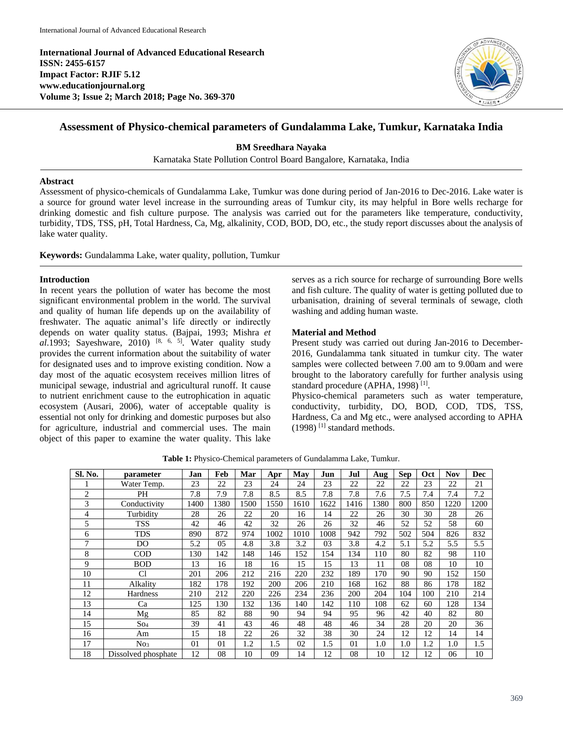International Journal of Advanced Educational Research
**ISSN: 2455-6157**
**Impact Factor: RJIF 5.12**
**www.educationjournal.org**

# Assessment of Physico-chemical parameters of Gundalamma Lake, Tumkur, Karnataka India

**BM Sreedhara Nayaka**

Karnataka State Pollution Control Board Bangalore, Karnataka, India

## Abstract

Assessment of physico-chemicals of Gundalamma Lake, Tumkur was done during period of Jan-2016 to Dec-2016. Lake water is a source for ground water level increase in the surrounding areas of Tumkur city, its may helpful in Bore wells recharge for drinking domestic and fish culture purpose. The analysis was carried out for the parameters like temperature, conductivity, turbidity, TDS, TSS, pH, Total Hardness, Ca, Mg, alkalinity, COD, BOD, DO, etc., the study report discusses about the analysis of lake water quality.

**Keywords:** Gundalamma Lake, water quality, pollution, Tumkur

## Introduction

In recent years the pollution of water has become the most significant environmental problem in the world. The survival and quality of human life depends up on the availability of freshwater. The aquatic animal's life directly or indirectly depends on water quality status. (Bajpai, 1993; Mishra *et al*.1993; Sayeshware, 2010) [8, 6, 5]. Water quality study provides the current information about the suitability of water for designated uses and to improve existing condition. Now a day most of the aquatic ecosystem receives million litres of municipal sewage, industrial and agricultural runoff. It cause to nutrient enrichment cause to the eutrophication in aquatic ecosystem (Ausari, 2006), water of acceptable quality is essential not only for drinking and domestic purposes but also for agriculture, industrial and commercial uses. The main object of this paper to examine the water quality. This lake serves as a rich source for recharge of surrounding Bore wells and fish culture. The quality of water is getting polluted due to urbanisation, draining of several terminals of sewage, cloth washing and adding human waste.

## Material and Method

Present study was carried out during Jan-2016 to December-2016, Gundalamma tank situated in tumkur city. The water samples were collected between 7.00 am to 9.00am and were brought to the laboratory carefully for further analysis using standard procedure (APHA, 1998) [1].

Physico-chemical parameters such as water temperature, conductivity, turbidity, DO, BOD, COD, TDS, TSS, Hardness, Ca and Mg etc., were analysed according to APHA (1998) [1] standard methods.

**Table 1:** Physico-Chemical parameters of Gundalamma Lake, Tumkur.

| Sl. No. | parameter | Jan | Feb | Mar | Apr | May | Jun | Jul | Aug | Sep | Oct | Nov | Dec |
|---|---|---|---|---|---|---|---|---|---|---|---|---|---|
| 1 | Water Temp. | 23 | 22 | 23 | 24 | 24 | 23 | 22 | 22 | 22 | 23 | 22 | 21 |
| 2 | PH | 7.8 | 7.9 | 7.8 | 8.5 | 8.5 | 7.8 | 7.8 | 7.6 | 7.5 | 7.4 | 7.4 | 7.2 |
| 3 | Conductivity | 1400 | 1380 | 1500 | 1550 | 1610 | 1622 | 1416 | 1380 | 800 | 850 | 1220 | 1200 |
| 4 | Turbidity | 28 | 26 | 22 | 20 | 16 | 14 | 22 | 26 | 30 | 30 | 28 | 26 |
| 5 | TSS | 42 | 46 | 42 | 32 | 26 | 26 | 32 | 46 | 52 | 52 | 58 | 60 |
| 6 | TDS | 890 | 872 | 974 | 1002 | 1010 | 1008 | 942 | 792 | 502 | 504 | 826 | 832 |
| 7 | DO | 5.2 | 05 | 4.8 | 3.8 | 3.2 | 03 | 3.8 | 4.2 | 5.1 | 5.2 | 5.5 | 5.5 |
| 8 | COD | 130 | 142 | 148 | 146 | 152 | 154 | 134 | 110 | 80 | 82 | 98 | 110 |
| 9 | BOD | 13 | 16 | 18 | 16 | 15 | 15 | 13 | 11 | 08 | 08 | 10 | 10 |
| 10 | Cl | 201 | 206 | 212 | 216 | 220 | 232 | 189 | 170 | 90 | 90 | 152 | 150 |
| 11 | Alkality | 182 | 178 | 192 | 200 | 206 | 210 | 168 | 162 | 88 | 86 | 178 | 182 |
| 12 | Hardness | 210 | 212 | 220 | 226 | 234 | 236 | 200 | 204 | 104 | 100 | 210 | 214 |
| 13 | Ca | 125 | 130 | 132 | 136 | 140 | 142 | 110 | 108 | 62 | 60 | 128 | 134 |
| 14 | Mg | 85 | 82 | 88 | 90 | 94 | 94 | 95 | 96 | 42 | 40 | 82 | 80 |
| 15 | $So_4$ | 39 | 41 | 43 | 46 | 48 | 48 | 46 | 34 | 28 | 20 | 20 | 36 |
| 16 | Am | 15 | 18 | 22 | 26 | 32 | 38 | 30 | 24 | 12 | 12 | 14 | 14 |
| 17 | $No_3$ | 01 | 01 | 1.2 | 1.5 | 02 | 1.5 | 01 | 1.0 | 1.0 | 1.2 | 1.0 | 1.5 |
| 18 | Dissolved phosphate | 12 | 08 | 10 | 09 | 14 | 12 | 08 | 10 | 12 | 12 | 06 | 10 |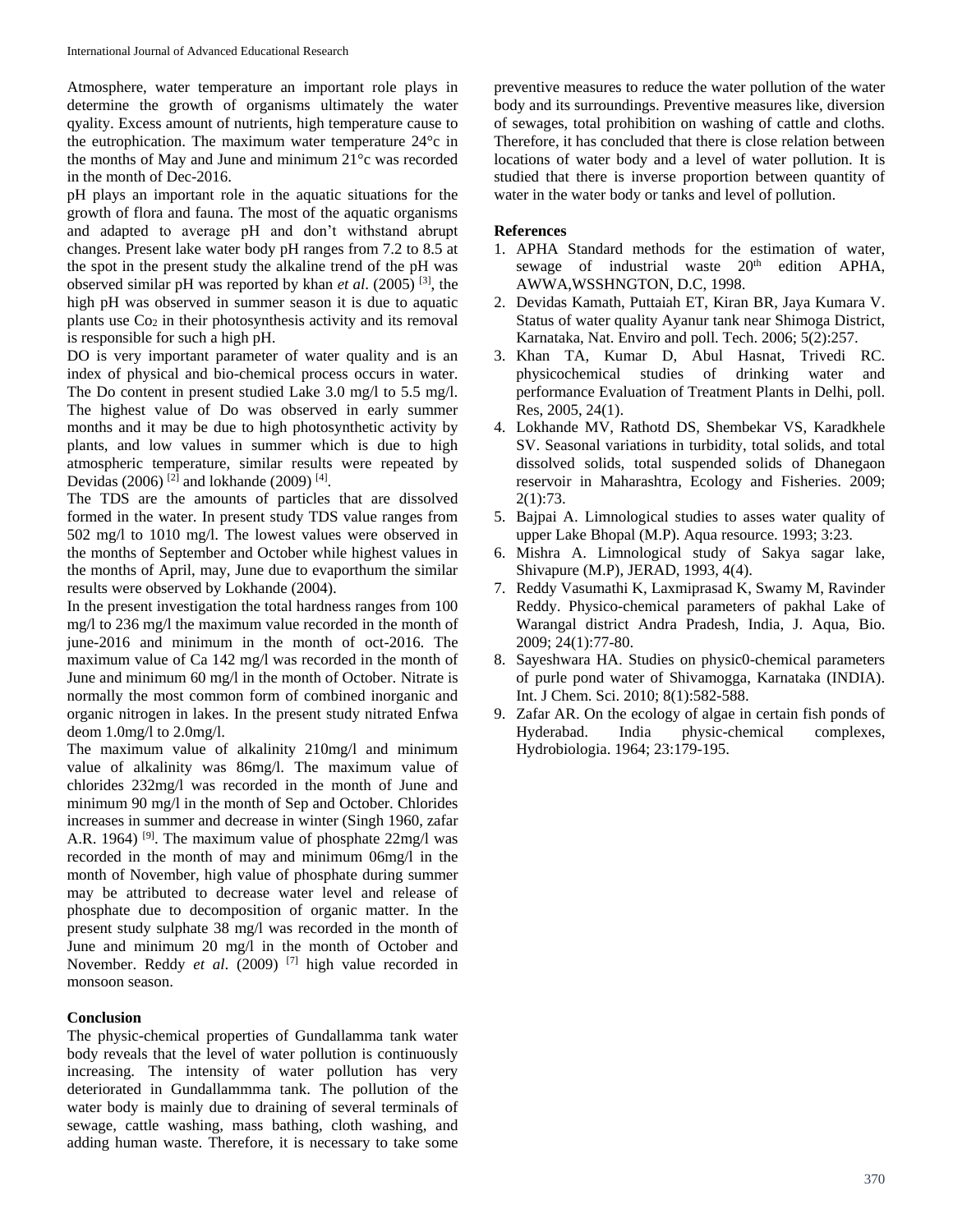Atmosphere, water temperature an important role plays in determine the growth of organisms ultimately the water qyality. Excess amount of nutrients, high temperature cause to the eutrophication. The maximum water temperature 24°c in the months of May and June and minimum 21°c was recorded in the month of Dec-2016.

pH plays an important role in the aquatic situations for the growth of flora and fauna. The most of the aquatic organisms and adapted to average pH and don't withstand abrupt changes. Present lake water body pH ranges from 7.2 to 8.5 at the spot in the present study the alkaline trend of the pH was observed similar pH was reported by khan *et al*. (2005) [3], the high pH was observed in summer season it is due to aquatic plants use $Co_2$ in their photosynthesis activity and its removal is responsible for such a high pH.

DO is very important parameter of water quality and is an index of physical and bio-chemical process occurs in water. The Do content in present studied Lake 3.0 mg/l to 5.5 mg/l. The highest value of Do was observed in early summer months and it may be due to high photosynthetic activity by plants, and low values in summer which is due to high atmospheric temperature, similar results were repeated by Devidas (2006) [2] and lokhande (2009) [4].

The TDS are the amounts of particles that are dissolved formed in the water. In present study TDS value ranges from 502 mg/l to 1010 mg/l. The lowest values were observed in the months of September and October while highest values in the months of April, may, June due to evaporthum the similar results were observed by Lokhande (2004).

In the present investigation the total hardness ranges from 100 mg/l to 236 mg/l the maximum value recorded in the month of june-2016 and minimum in the month of oct-2016. The maximum value of Ca 142 mg/l was recorded in the month of June and minimum 60 mg/l in the month of October. Nitrate is normally the most common form of combined inorganic and organic nitrogen in lakes. In the present study nitrated Enfwa deom 1.0mg/l to 2.0mg/l.

The maximum value of alkalinity 210mg/l and minimum value of alkalinity was 86mg/l. The maximum value of chlorides 232mg/l was recorded in the month of June and minimum 90 mg/l in the month of Sep and October. Chlorides increases in summer and decrease in winter (Singh 1960, zafar A.R. 1964) [9]. The maximum value of phosphate 22mg/l was recorded in the month of may and minimum 06mg/l in the month of November, high value of phosphate during summer may be attributed to decrease water level and release of phosphate due to decomposition of organic matter. In the present study sulphate 38 mg/l was recorded in the month of June and minimum 20 mg/l in the month of October and November. Reddy *et al*. (2009) [7] high value recorded in monsoon season.

## Conclusion

The physic-chemical properties of Gundallamma tank water body reveals that the level of water pollution is continuously increasing. The intensity of water pollution has very deteriorated in Gundallammma tank. The pollution of the water body is mainly due to draining of several terminals of sewage, cattle washing, mass bathing, cloth washing, and adding human waste. Therefore, it is necessary to take some preventive measures to reduce the water pollution of the water body and its surroundings. Preventive measures like, diversion of sewages, total prohibition on washing of cattle and cloths. Therefore, it has concluded that there is close relation between locations of water body and a level of water pollution. It is studied that there is inverse proportion between quantity of water in the water body or tanks and level of pollution.

## References

1. APHA Standard methods for the estimation of water, sewage of industrial waste 20th edition APHA, AWWA,WSSHNGTON, D.C, 1998.
2. Devidas Kamath, Puttaiah ET, Kiran BR, Jaya Kumara V. Status of water quality Ayanur tank near Shimoga District, Karnataka, Nat. Enviro and poll. Tech. 2006; 5(2):257.
3. Khan TA, Kumar D, Abul Hasnat, Trivedi RC. physicochemical studies of drinking water and performance Evaluation of Treatment Plants in Delhi, poll. Res, 2005, 24(1).
4. Lokhande MV, Rathotd DS, Shembekar VS, Karadkhele SV. Seasonal variations in turbidity, total solids, and total dissolved solids, total suspended solids of Dhanegaon reservoir in Maharashtra, Ecology and Fisheries. 2009; 2(1):73.
5. Bajpai A. Limnological studies to asses water quality of upper Lake Bhopal (M.P). Aqua resource. 1993; 3:23.
6. Mishra A. Limnological study of Sakya sagar lake, Shivapure (M.P), JERAD, 1993, 4(4).
7. Reddy Vasumathi K, Laxmiprasad K, Swamy M, Ravinder Reddy. Physico-chemical parameters of pakhal Lake of Warangal district Andra Pradesh, India, J. Aqua, Bio. 2009; 24(1):77-80.
8. Sayeshwara HA. Studies on physic0-chemical parameters of purle pond water of Shivamogga, Karnataka (INDIA). Int. J Chem. Sci. 2010; 8(1):582-588.
9. Zafar AR. On the ecology of algae in certain fish ponds of Hyderabad. India physic-chemical complexes, Hydrobiologia. 1964; 23:179-195.